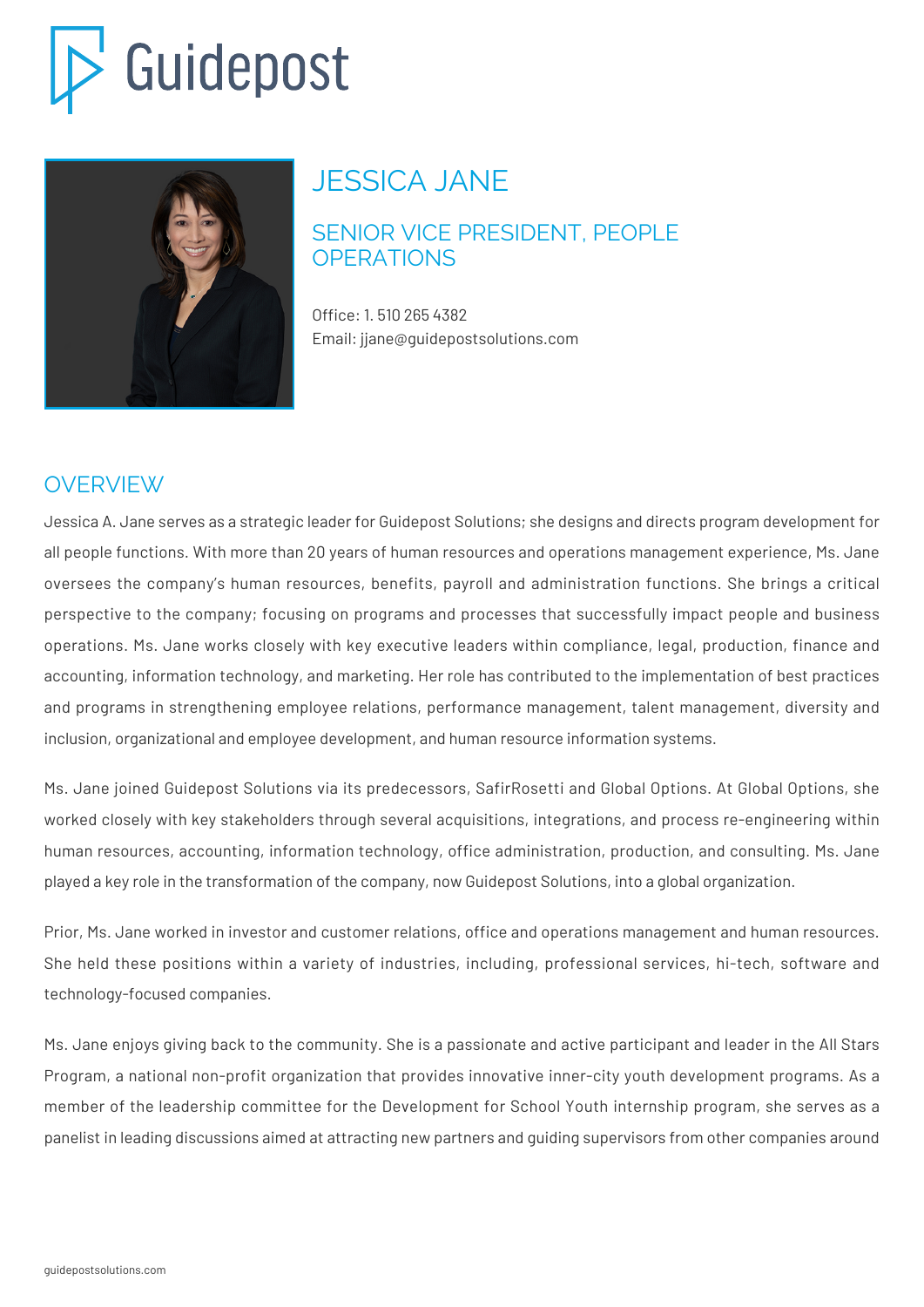# Guidepost

## JESSICA JANE

### SENIOR VICE PRESIDENT, PEOPLE OPERATIONS

Office: 1. 510 265 4382
Email: jjane@guidepostsolutions.com

## OVERVIEW

Jessica A. Jane serves as a strategic leader for Guidepost Solutions; she designs and directs program development for all people functions. With more than 20 years of human resources and operations management experience, Ms. Jane oversees the company's human resources, benefits, payroll and administration functions. She brings a critical perspective to the company; focusing on programs and processes that successfully impact people and business operations. Ms. Jane works closely with key executive leaders within compliance, legal, production, finance and accounting, information technology, and marketing. Her role has contributed to the implementation of best practices and programs in strengthening employee relations, performance management, talent management, diversity and inclusion, organizational and employee development, and human resource information systems.

Ms. Jane joined Guidepost Solutions via its predecessors, SafirRosetti and Global Options. At Global Options, she worked closely with key stakeholders through several acquisitions, integrations, and process re-engineering within human resources, accounting, information technology, office administration, production, and consulting. Ms. Jane played a key role in the transformation of the company, now Guidepost Solutions, into a global organization.

Prior, Ms. Jane worked in investor and customer relations, office and operations management and human resources. She held these positions within a variety of industries, including, professional services, hi-tech, software and technology-focused companies.

Ms. Jane enjoys giving back to the community. She is a passionate and active participant and leader in the All Stars Program, a national non-profit organization that provides innovative inner-city youth development programs. As a member of the leadership committee for the Development for School Youth internship program, she serves as a panelist in leading discussions aimed at attracting new partners and guiding supervisors from other companies around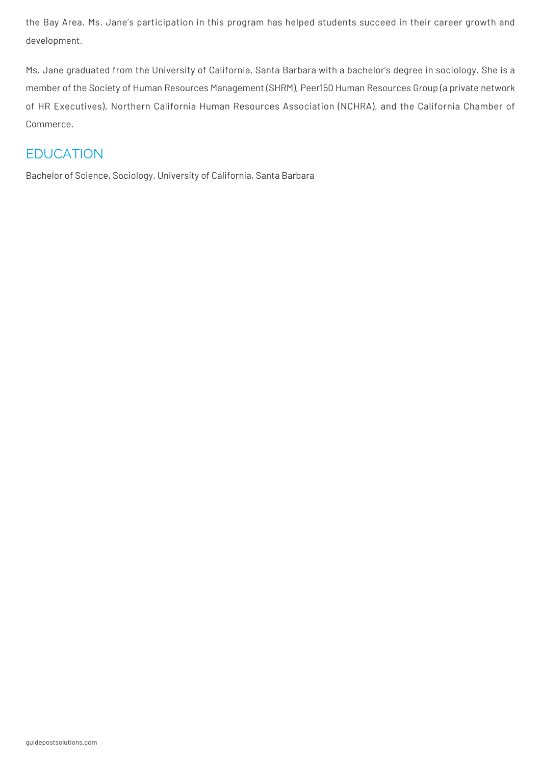the Bay Area. Ms. Jane's participation in this program has helped students succeed in their career growth and development.

Ms. Jane graduated from the University of California, Santa Barbara with a bachelor's degree in sociology. She is a member of the Society of Human Resources Management (SHRM), Peer150 Human Resources Group (a private network of HR Executives), Northern California Human Resources Association (NCHRA), and the California Chamber of Commerce.

## EDUCATION

Bachelor of Science, Sociology, University of California, Santa Barbara